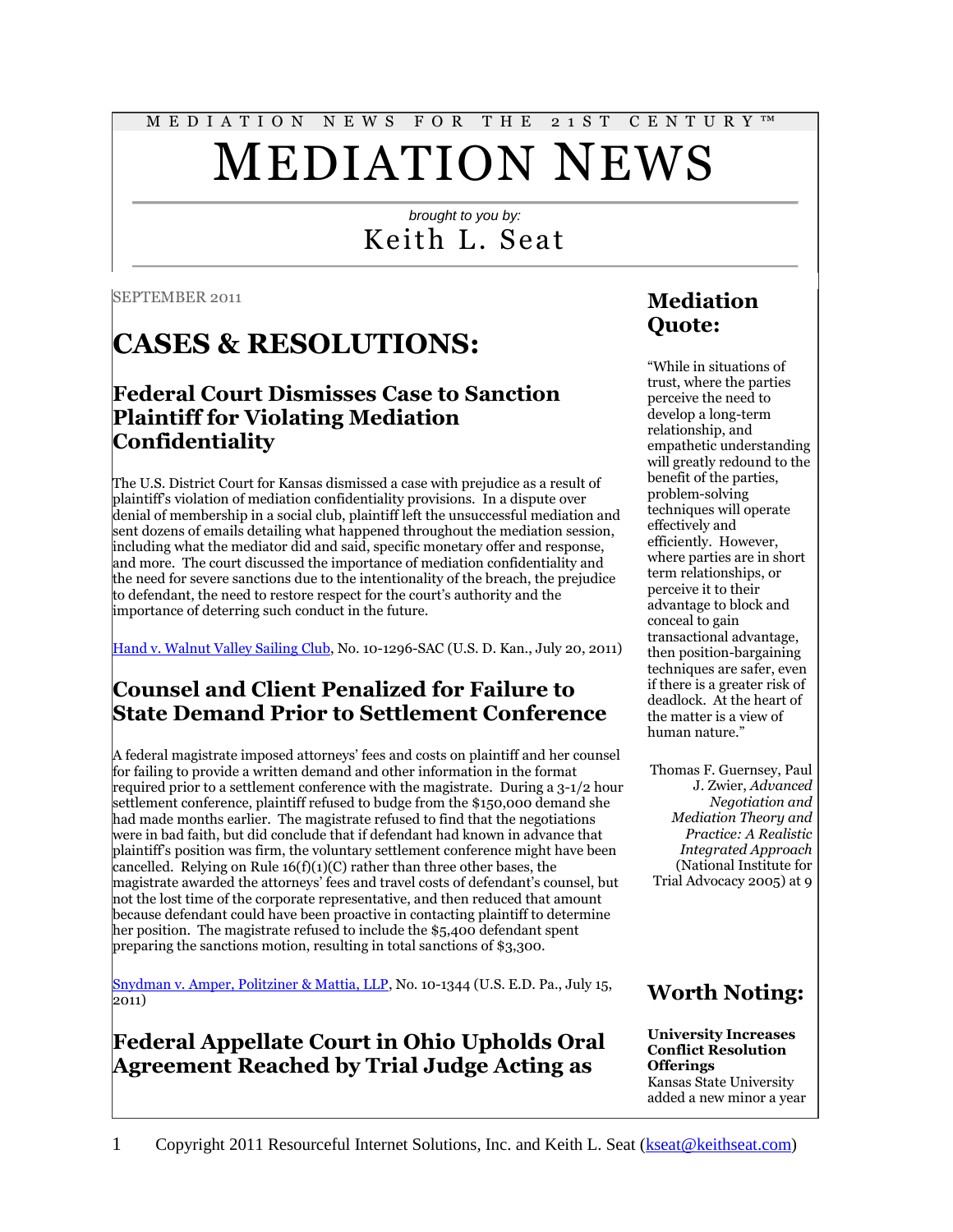MEDIATION NEWS FOR THE 21ST CENTURY™

# MEDIATION NEWS

*brought to you by:*

Keith L. Seat

SEPTEMBER 2011

# CASES & RESOLUTIONS:

## Federal Court Dismisses Case to Sanction Plaintiff for Violating Mediation Confidentiality

The U.S. District Court for Kansas dismissed a case with prejudice as a result of plaintiff's violation of mediation confidentiality provisions. In a dispute over denial of membership in a social club, plaintiff left the unsuccessful mediation and sent dozens of emails detailing what happened throughout the mediation session, including what the mediator did and said, specific monetary offer and response, and more. The court discussed the importance of mediation confidentiality and the need for severe sanctions due to the intentionality of the breach, the prejudice to defendant, the need to restore respect for the court's authority and the importance of deterring such conduct in the future.

Hand v. Walnut Valley Sailing Club, No. 10-1296-SAC (U.S. D. Kan., July 20, 2011)

## Counsel and Client Penalized for Failure to State Demand Prior to Settlement Conference

A federal magistrate imposed attorneys' fees and costs on plaintiff and her counsel for failing to provide a written demand and other information in the format required prior to a settlement conference with the magistrate. During a 3-1/2 hour settlement conference, plaintiff refused to budge from the $150,000 demand she had made months earlier. The magistrate refused to find that the negotiations were in bad faith, but did conclude that if defendant had known in advance that plaintiff's position was firm, the voluntary settlement conference might have been cancelled. Relying on Rule 16(f)(1)(C) rather than three other bases, the magistrate awarded the attorneys' fees and travel costs of defendant's counsel, but not the lost time of the corporate representative, and then reduced that amount because defendant could have been proactive in contacting plaintiff to determine her position. The magistrate refused to include the $5,400 defendant spent preparing the sanctions motion, resulting in total sanctions of $3,300.

Snydman v. Amper, Politziner & Mattia, LLP, No. 10-1344 (U.S. E.D. Pa., July 15, 2011)

## Federal Appellate Court in Ohio Upholds Oral Agreement Reached by Trial Judge Acting as

## Mediation Quote:

"While in situations of trust, where the parties perceive the need to develop a long-term relationship, and empathetic understanding will greatly redound to the benefit of the parties, problem-solving techniques will operate effectively and efficiently. However, where parties are in short term relationships, or perceive it to their advantage to block and conceal to gain transactional advantage, then position-bargaining techniques are safer, even if there is a greater risk of deadlock. At the heart of the matter is a view of human nature."

Thomas F. Guernsey, Paul J. Zwier, *Advanced Negotiation and Mediation Theory and Practice: A Realistic Integrated Approach* (National Institute for Trial Advocacy 2005) at 9

## Worth Noting:

**University Increases Conflict Resolution Offerings**
Kansas State University added a new minor a year

Copyright 2011 Resourceful Internet Solutions, Inc. and Keith L. Seat (kseat@keithseat.com)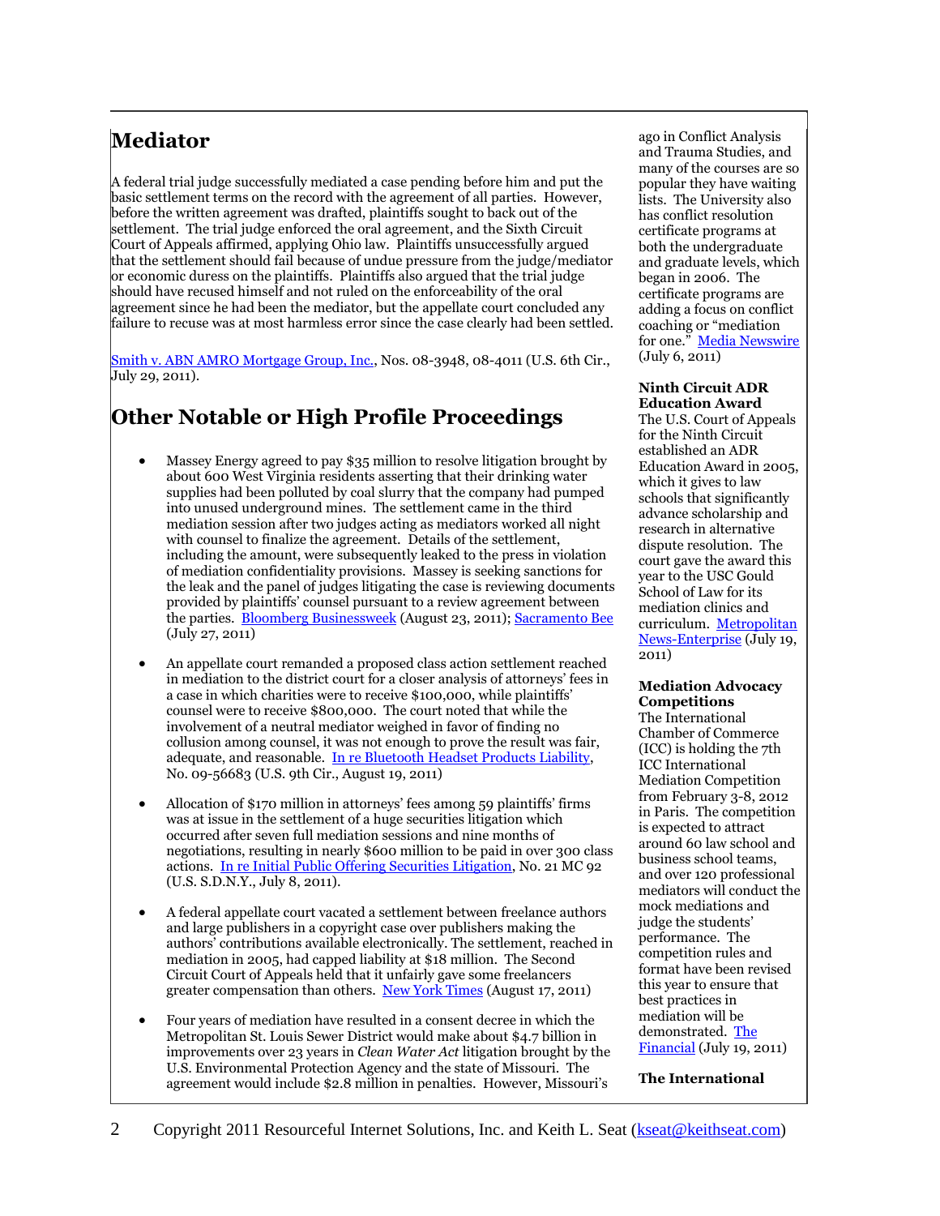# Mediator

A federal trial judge successfully mediated a case pending before him and put the basic settlement terms on the record with the agreement of all parties. However, before the written agreement was drafted, plaintiffs sought to back out of the settlement. The trial judge enforced the oral agreement, and the Sixth Circuit Court of Appeals affirmed, applying Ohio law. Plaintiffs unsuccessfully argued that the settlement should fail because of undue pressure from the judge/mediator or economic duress on the plaintiffs. Plaintiffs also argued that the trial judge should have recused himself and not ruled on the enforceability of the oral agreement since he had been the mediator, but the appellate court concluded any failure to recuse was at most harmless error since the case clearly had been settled.

Smith v. ABN AMRO Mortgage Group, Inc., Nos. 08-3948, 08-4011 (U.S. 6th Cir., July 29, 2011).

# Other Notable or High Profile Proceedings

- Massey Energy agreed to pay $35 million to resolve litigation brought by about 600 West Virginia residents asserting that their drinking water supplies had been polluted by coal slurry that the company had pumped into unused underground mines. The settlement came in the third mediation session after two judges acting as mediators worked all night with counsel to finalize the agreement. Details of the settlement, including the amount, were subsequently leaked to the press in violation of mediation confidentiality provisions. Massey is seeking sanctions for the leak and the panel of judges litigating the case is reviewing documents provided by plaintiffs' counsel pursuant to a review agreement between the parties. Bloomberg Businessweek (August 23, 2011); Sacramento Bee (July 27, 2011)

- An appellate court remanded a proposed class action settlement reached in mediation to the district court for a closer analysis of attorneys' fees in a case in which charities were to receive $100,000, while plaintiffs' counsel were to receive $800,000. The court noted that while the involvement of a neutral mediator weighed in favor of finding no collusion among counsel, it was not enough to prove the result was fair, adequate, and reasonable. In re Bluetooth Headset Products Liability, No. 09-56683 (U.S. 9th Cir., August 19, 2011)

- Allocation of $170 million in attorneys' fees among 59 plaintiffs' firms was at issue in the settlement of a huge securities litigation which occurred after seven full mediation sessions and nine months of negotiations, resulting in nearly $600 million to be paid in over 300 class actions. In re Initial Public Offering Securities Litigation, No. 21 MC 92 (U.S. S.D.N.Y., July 8, 2011).

- A federal appellate court vacated a settlement between freelance authors and large publishers in a copyright case over publishers making the authors' contributions available electronically. The settlement, reached in mediation in 2005, had capped liability at $18 million. The Second Circuit Court of Appeals held that it unfairly gave some freelancers greater compensation than others. New York Times (August 17, 2011)

- Four years of mediation have resulted in a consent decree in which the Metropolitan St. Louis Sewer District would make about $4.7 billion in improvements over 23 years in *Clean Water Act* litigation brought by the U.S. Environmental Protection Agency and the state of Missouri. The agreement would include $2.8 million in penalties. However, Missouri's

ago in Conflict Analysis and Trauma Studies, and many of the courses are so popular they have waiting lists. The University also has conflict resolution certificate programs at both the undergraduate and graduate levels, which began in 2006. The certificate programs are adding a focus on conflict coaching or "mediation for one." Media Newswire (July 6, 2011)

**Ninth Circuit ADR Education Award**
The U.S. Court of Appeals for the Ninth Circuit established an ADR Education Award in 2005, which it gives to law schools that significantly advance scholarship and research in alternative dispute resolution. The court gave the award this year to the USC Gould School of Law for its mediation clinics and curriculum. Metropolitan News-Enterprise (July 19, 2011)

**Mediation Advocacy Competitions**
The International Chamber of Commerce (ICC) is holding the 7th ICC International Mediation Competition from February 3-8, 2012 in Paris. The competition is expected to attract around 60 law school and business school teams, and over 120 professional mediators will conduct the mock mediations and judge the students' performance. The competition rules and format have been revised this year to ensure that best practices in mediation will be demonstrated. The Financial (July 19, 2011)

**The International**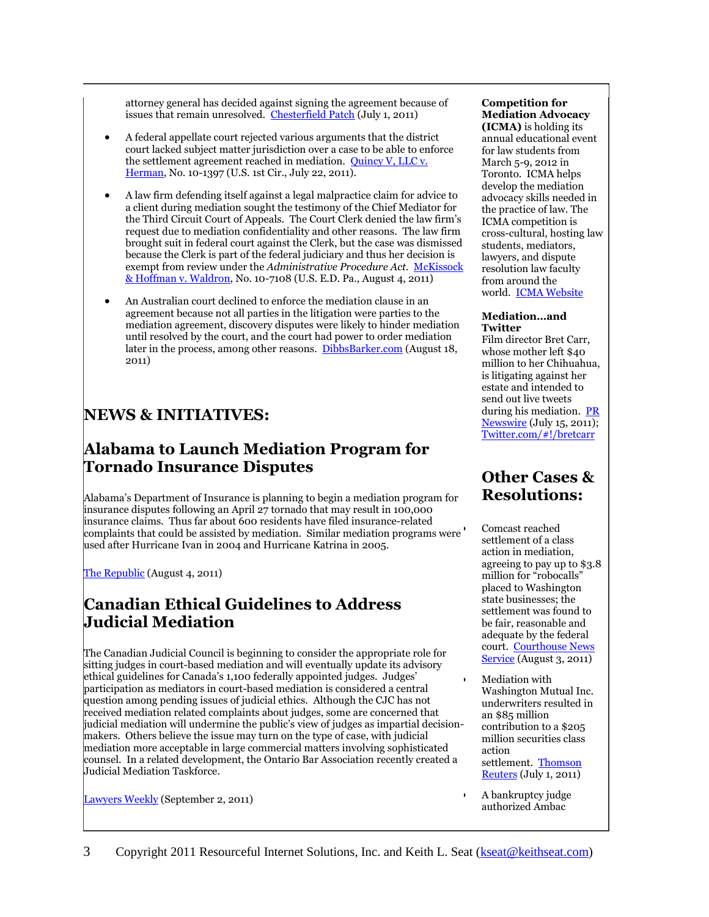attorney general has decided against signing the agreement because of issues that remain unresolved. Chesterfield Patch (July 1, 2011)

- A federal appellate court rejected various arguments that the district court lacked subject matter jurisdiction over a case to be able to enforce the settlement agreement reached in mediation. Quincy V, LLC v. Herman, No. 10-1397 (U.S. 1st Cir., July 22, 2011).

- A law firm defending itself against a legal malpractice claim for advice to a client during mediation sought the testimony of the Chief Mediator for the Third Circuit Court of Appeals. The Court Clerk denied the law firm's request due to mediation confidentiality and other reasons. The law firm brought suit in federal court against the Clerk, but the case was dismissed because the Clerk is part of the federal judiciary and thus her decision is exempt from review under the *Administrative Procedure Act*. McKissock & Hoffman v. Waldron, No. 10-7108 (U.S. E.D. Pa., August 4, 2011)

- An Australian court declined to enforce the mediation clause in an agreement because not all parties in the litigation were parties to the mediation agreement, discovery disputes were likely to hinder mediation until resolved by the court, and the court had power to order mediation later in the process, among other reasons. DibbsBarker.com (August 18, 2011)

# NEWS & INITIATIVES:

## Alabama to Launch Mediation Program for Tornado Insurance Disputes

Alabama's Department of Insurance is planning to begin a mediation program for insurance disputes following an April 27 tornado that may result in 100,000 insurance claims. Thus far about 600 residents have filed insurance-related complaints that could be assisted by mediation. Similar mediation programs were used after Hurricane Ivan in 2004 and Hurricane Katrina in 2005.

The Republic (August 4, 2011)

## Canadian Ethical Guidelines to Address Judicial Mediation

The Canadian Judicial Council is beginning to consider the appropriate role for sitting judges in court-based mediation and will eventually update its advisory ethical guidelines for Canada's 1,100 federally appointed judges. Judges' participation as mediators in court-based mediation is considered a central question among pending issues of judicial ethics. Although the CJC has not received mediation related complaints about judges, some are concerned that judicial mediation will undermine the public's view of judges as impartial decision-makers. Others believe the issue may turn on the type of case, with judicial mediation more acceptable in large commercial matters involving sophisticated counsel. In a related development, the Ontario Bar Association recently created a Judicial Mediation Taskforce.

Lawyers Weekly (September 2, 2011)

**Competition for Mediation Advocacy (ICMA)** is holding its annual educational event for law students from March 5-9, 2012 in Toronto. ICMA helps develop the mediation advocacy skills needed in the practice of law. The ICMA competition is cross-cultural, hosting law students, mediators, lawyers, and dispute resolution law faculty from around the world. ICMA Website

**Mediation…and Twitter**
Film director Bret Carr, whose mother left $40 million to her Chihuahua, is litigating against her estate and intended to send out live tweets during his mediation. PR Newswire (July 15, 2011); Twitter.com/#!/bretcarr

## Other Cases & Resolutions:

- Comcast reached settlement of a class action in mediation, agreeing to pay up to $3.8 million for "robocalls" placed to Washington state businesses; the settlement was found to be fair, reasonable and adequate by the federal court. Courthouse News Service (August 3, 2011)

- Mediation with Washington Mutual Inc. underwriters resulted in an $85 million contribution to a $205 million securities class action settlement. Thomson Reuters (July 1, 2011)

- A bankruptcy judge authorized Ambac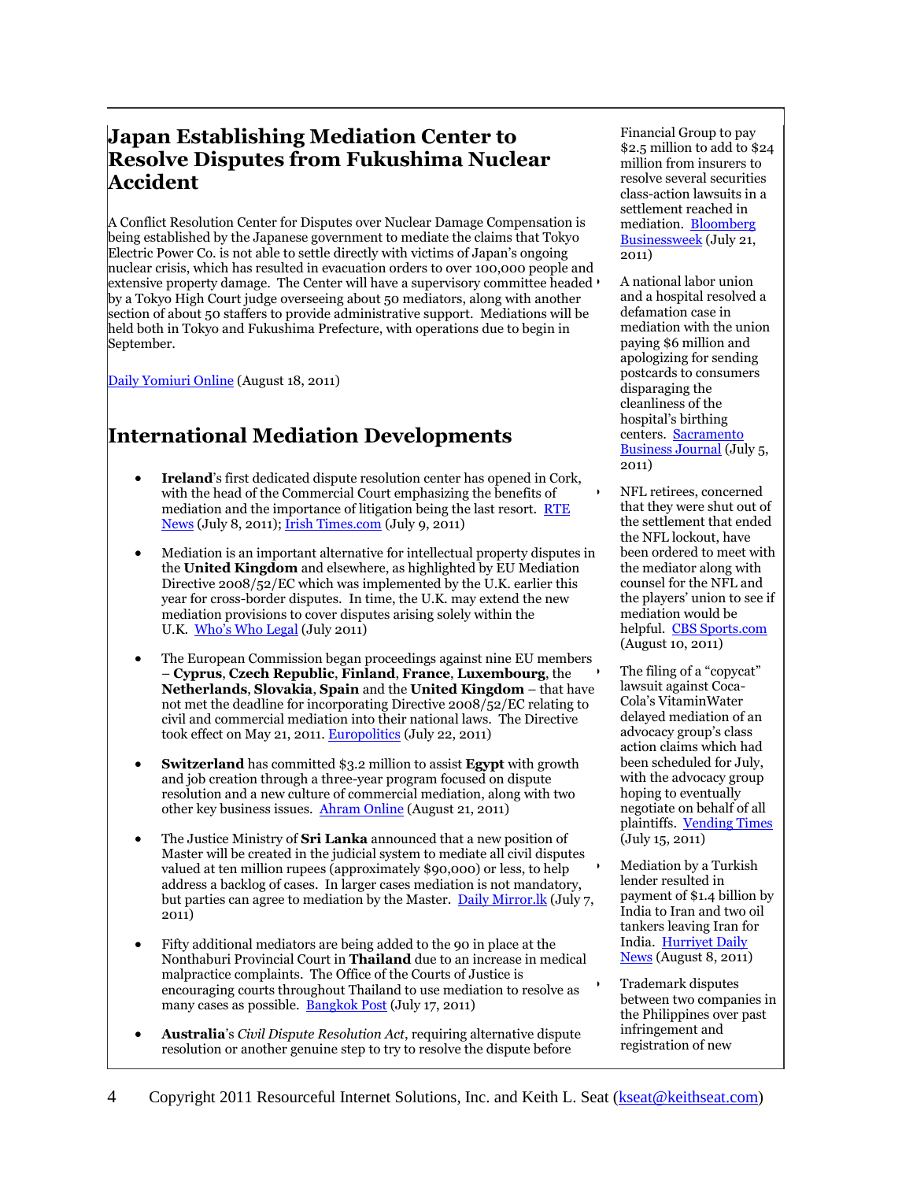## Japan Establishing Mediation Center to Resolve Disputes from Fukushima Nuclear Accident

A Conflict Resolution Center for Disputes over Nuclear Damage Compensation is being established by the Japanese government to mediate the claims that Tokyo Electric Power Co. is not able to settle directly with victims of Japan's ongoing nuclear crisis, which has resulted in evacuation orders to over 100,000 people and extensive property damage. The Center will have a supervisory committee headed by a Tokyo High Court judge overseeing about 50 mediators, along with another section of about 50 staffers to provide administrative support. Mediations will be held both in Tokyo and Fukushima Prefecture, with operations due to begin in September.

Daily Yomiuri Online (August 18, 2011)

## International Mediation Developments

- **Ireland**'s first dedicated dispute resolution center has opened in Cork, with the head of the Commercial Court emphasizing the benefits of mediation and the importance of litigation being the last resort. RTE News (July 8, 2011); Irish Times.com (July 9, 2011)

- Mediation is an important alternative for intellectual property disputes in the **United Kingdom** and elsewhere, as highlighted by EU Mediation Directive 2008/52/EC which was implemented by the U.K. earlier this year for cross-border disputes. In time, the U.K. may extend the new mediation provisions to cover disputes arising solely within the U.K. Who's Who Legal (July 2011)

- The European Commission began proceedings against nine EU members – **Cyprus**, **Czech Republic**, **Finland**, **France**, **Luxembourg**, the **Netherlands**, **Slovakia**, **Spain** and the **United Kingdom** – that have not met the deadline for incorporating Directive 2008/52/EC relating to civil and commercial mediation into their national laws. The Directive took effect on May 21, 2011. Europolitics (July 22, 2011)

- **Switzerland** has committed $3.2 million to assist **Egypt** with growth and job creation through a three-year program focused on dispute resolution and a new culture of commercial mediation, along with two other key business issues. Ahram Online (August 21, 2011)

- The Justice Ministry of **Sri Lanka** announced that a new position of Master will be created in the judicial system to mediate all civil disputes valued at ten million rupees (approximately $90,000) or less, to help address a backlog of cases. In larger cases mediation is not mandatory, but parties can agree to mediation by the Master. Daily Mirror.lk (July 7, 2011)

- Fifty additional mediators are being added to the 90 in place at the Nonthaburi Provincial Court in **Thailand** due to an increase in medical malpractice complaints. The Office of the Courts of Justice is encouraging courts throughout Thailand to use mediation to resolve as many cases as possible. Bangkok Post (July 17, 2011)

- **Australia**'s *Civil Dispute Resolution Act*, requiring alternative dispute resolution or another genuine step to try to resolve the dispute before

---

Financial Group to pay $2.5 million to add to $24 million from insurers to resolve several securities class-action lawsuits in a settlement reached in mediation. Bloomberg Businessweek (July 21, 2011)

- A national labor union and a hospital resolved a defamation case in mediation with the union paying $6 million and apologizing for sending postcards to consumers disparaging the cleanliness of the hospital's birthing centers. Sacramento Business Journal (July 5, 2011)

- NFL retirees, concerned that they were shut out of the settlement that ended the NFL lockout, have been ordered to meet with the mediator along with counsel for the NFL and the players' union to see if mediation would be helpful. CBS Sports.com (August 10, 2011)

- The filing of a "copycat" lawsuit against Coca-Cola's VitaminWater delayed mediation of an advocacy group's class action claims which had been scheduled for July, with the advocacy group hoping to eventually negotiate on behalf of all plaintiffs. Vending Times (July 15, 2011)

- Mediation by a Turkish lender resulted in payment of $1.4 billion by India to Iran and two oil tankers leaving Iran for India. Hurriyet Daily News (August 8, 2011)

- Trademark disputes between two companies in the Philippines over past infringement and registration of new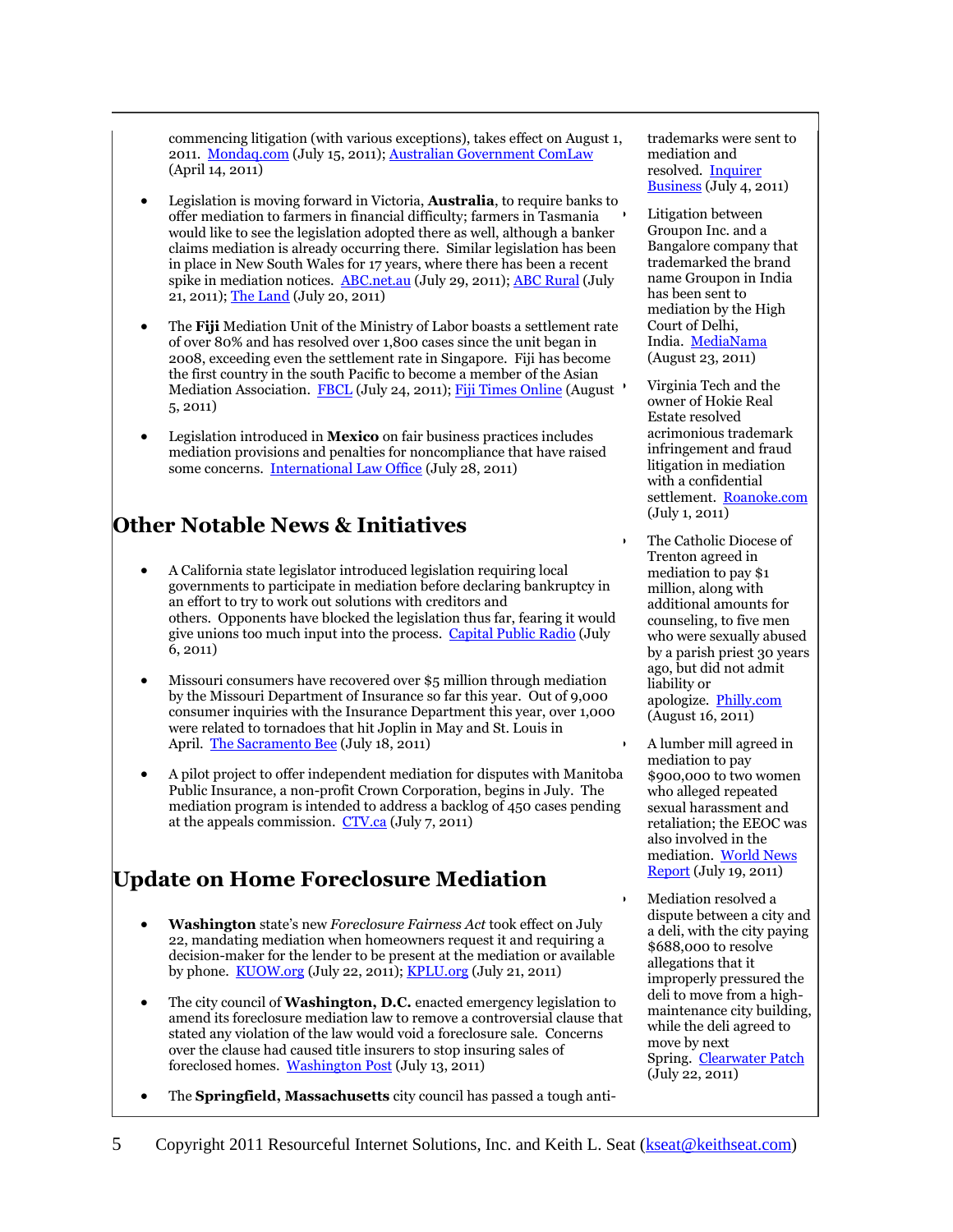commencing litigation (with various exceptions), takes effect on August 1, 2011. Mondaq.com (July 15, 2011); Australian Government ComLaw (April 14, 2011)

- Legislation is moving forward in Victoria, **Australia**, to require banks to offer mediation to farmers in financial difficulty; farmers in Tasmania would like to see the legislation adopted there as well, although a banker claims mediation is already occurring there. Similar legislation has been in place in New South Wales for 17 years, where there has been a recent spike in mediation notices. ABC.net.au (July 29, 2011); ABC Rural (July 21, 2011); The Land (July 20, 2011)

- The **Fiji** Mediation Unit of the Ministry of Labor boasts a settlement rate of over 80% and has resolved over 1,800 cases since the unit began in 2008, exceeding even the settlement rate in Singapore. Fiji has become the first country in the south Pacific to become a member of the Asian Mediation Association. FBCL (July 24, 2011); Fiji Times Online (August 5, 2011)

- Legislation introduced in **Mexico** on fair business practices includes mediation provisions and penalties for noncompliance that have raised some concerns. International Law Office (July 28, 2011)

## Other Notable News & Initiatives

- A California state legislator introduced legislation requiring local governments to participate in mediation before declaring bankruptcy in an effort to try to work out solutions with creditors and others. Opponents have blocked the legislation thus far, fearing it would give unions too much input into the process. Capital Public Radio (July 6, 2011)

- Missouri consumers have recovered over $5 million through mediation by the Missouri Department of Insurance so far this year. Out of 9,000 consumer inquiries with the Insurance Department this year, over 1,000 were related to tornadoes that hit Joplin in May and St. Louis in April. The Sacramento Bee (July 18, 2011)

- A pilot project to offer independent mediation for disputes with Manitoba Public Insurance, a non-profit Crown Corporation, begins in July. The mediation program is intended to address a backlog of 450 cases pending at the appeals commission. CTV.ca (July 7, 2011)

## Update on Home Foreclosure Mediation

- **Washington** state's new *Foreclosure Fairness Act* took effect on July 22, mandating mediation when homeowners request it and requiring a decision-maker for the lender to be present at the mediation or available by phone. KUOW.org (July 22, 2011); KPLU.org (July 21, 2011)

- The city council of **Washington, D.C.** enacted emergency legislation to amend its foreclosure mediation law to remove a controversial clause that stated any violation of the law would void a foreclosure sale. Concerns over the clause had caused title insurers to stop insuring sales of foreclosed homes. Washington Post (July 13, 2011)

- The **Springfield, Massachusetts** city council has passed a tough anti-

trademarks were sent to mediation and resolved. Inquirer Business (July 4, 2011)

- Litigation between Groupon Inc. and a Bangalore company that trademarked the brand name Groupon in India has been sent to mediation by the High Court of Delhi, India. MediaNama (August 23, 2011)

- Virginia Tech and the owner of Hokie Real Estate resolved acrimonious trademark infringement and fraud litigation in mediation with a confidential settlement. Roanoke.com (July 1, 2011)

- The Catholic Diocese of Trenton agreed in mediation to pay $1 million, along with additional amounts for counseling, to five men who were sexually abused by a parish priest 30 years ago, but did not admit liability or apologize. Philly.com (August 16, 2011)

- A lumber mill agreed in mediation to pay $900,000 to two women who alleged repeated sexual harassment and retaliation; the EEOC was also involved in the mediation. World News Report (July 19, 2011)

- Mediation resolved a dispute between a city and a deli, with the city paying $688,000 to resolve allegations that it improperly pressured the deli to move from a high-maintenance city building, while the deli agreed to move by next Spring. Clearwater Patch (July 22, 2011)

Copyright 2011 Resourceful Internet Solutions, Inc. and Keith L. Seat (kseat@keithseat.com)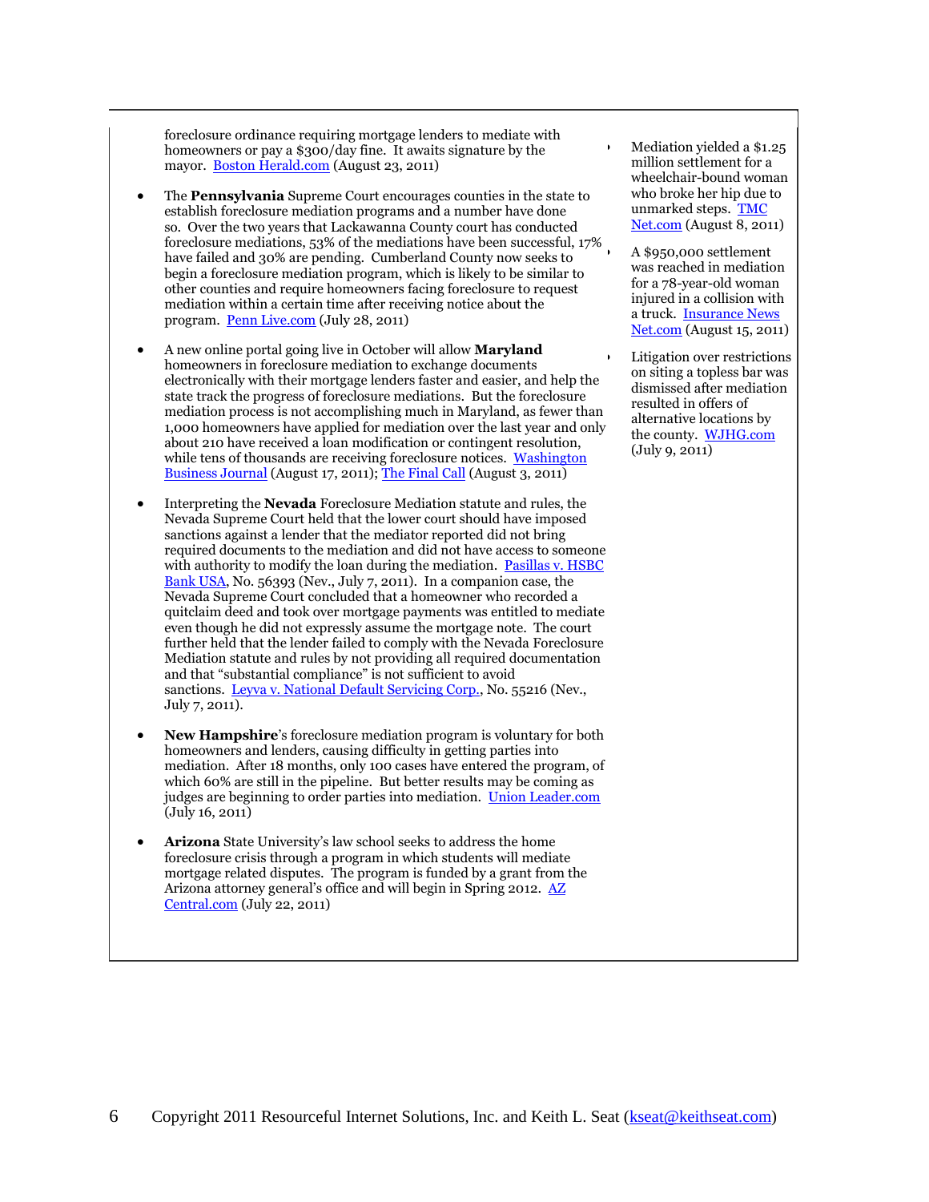foreclosure ordinance requiring mortgage lenders to mediate with homeowners or pay a $300/day fine. It awaits signature by the mayor. [Boston Herald.com](#) (August 23, 2011)

- The **Pennsylvania** Supreme Court encourages counties in the state to establish foreclosure mediation programs and a number have done so. Over the two years that Lackawanna County court has conducted foreclosure mediations, 53% of the mediations have been successful, 17% have failed and 30% are pending. Cumberland County now seeks to begin a foreclosure mediation program, which is likely to be similar to other counties and require homeowners facing foreclosure to request mediation within a certain time after receiving notice about the program. [Penn Live.com](#) (July 28, 2011)

- A new online portal going live in October will allow **Maryland** homeowners in foreclosure mediation to exchange documents electronically with their mortgage lenders faster and easier, and help the state track the progress of foreclosure mediations. But the foreclosure mediation process is not accomplishing much in Maryland, as fewer than 1,000 homeowners have applied for mediation over the last year and only about 210 have received a loan modification or contingent resolution, while tens of thousands are receiving foreclosure notices. [Washington Business Journal](#) (August 17, 2011); [The Final Call](#) (August 3, 2011)

- Interpreting the **Nevada** Foreclosure Mediation statute and rules, the Nevada Supreme Court held that the lower court should have imposed sanctions against a lender that the mediator reported did not bring required documents to the mediation and did not have access to someone with authority to modify the loan during the mediation. [Pasillas v. HSBC Bank USA](#), No. 56393 (Nev., July 7, 2011). In a companion case, the Nevada Supreme Court concluded that a homeowner who recorded a quitclaim deed and took over mortgage payments was entitled to mediate even though he did not expressly assume the mortgage note. The court further held that the lender failed to comply with the Nevada Foreclosure Mediation statute and rules by not providing all required documentation and that "substantial compliance" is not sufficient to avoid sanctions. [Leyva v. National Default Servicing Corp.](#), No. 55216 (Nev., July 7, 2011).

- **New Hampshire**'s foreclosure mediation program is voluntary for both homeowners and lenders, causing difficulty in getting parties into mediation. After 18 months, only 100 cases have entered the program, of which 60% are still in the pipeline. But better results may be coming as judges are beginning to order parties into mediation. [Union Leader.com](#) (July 16, 2011)

- **Arizona** State University's law school seeks to address the home foreclosure crisis through a program in which students will mediate mortgage related disputes. The program is funded by a grant from the Arizona attorney general's office and will begin in Spring 2012. [AZ Central.com](#) (July 22, 2011)

---

- Mediation yielded a $1.25 million settlement for a wheelchair-bound woman who broke her hip due to unmarked steps. [TMC Net.com](#) (August 8, 2011)

- A $950,000 settlement was reached in mediation for a 78-year-old woman injured in a collision with a truck. [Insurance News Net.com](#) (August 15, 2011)

- Litigation over restrictions on siting a topless bar was dismissed after mediation resulted in offers of alternative locations by the county. [WJHG.com](#) (July 9, 2011)

Copyright 2011 Resourceful Internet Solutions, Inc. and Keith L. Seat (kseat@keithseat.com)